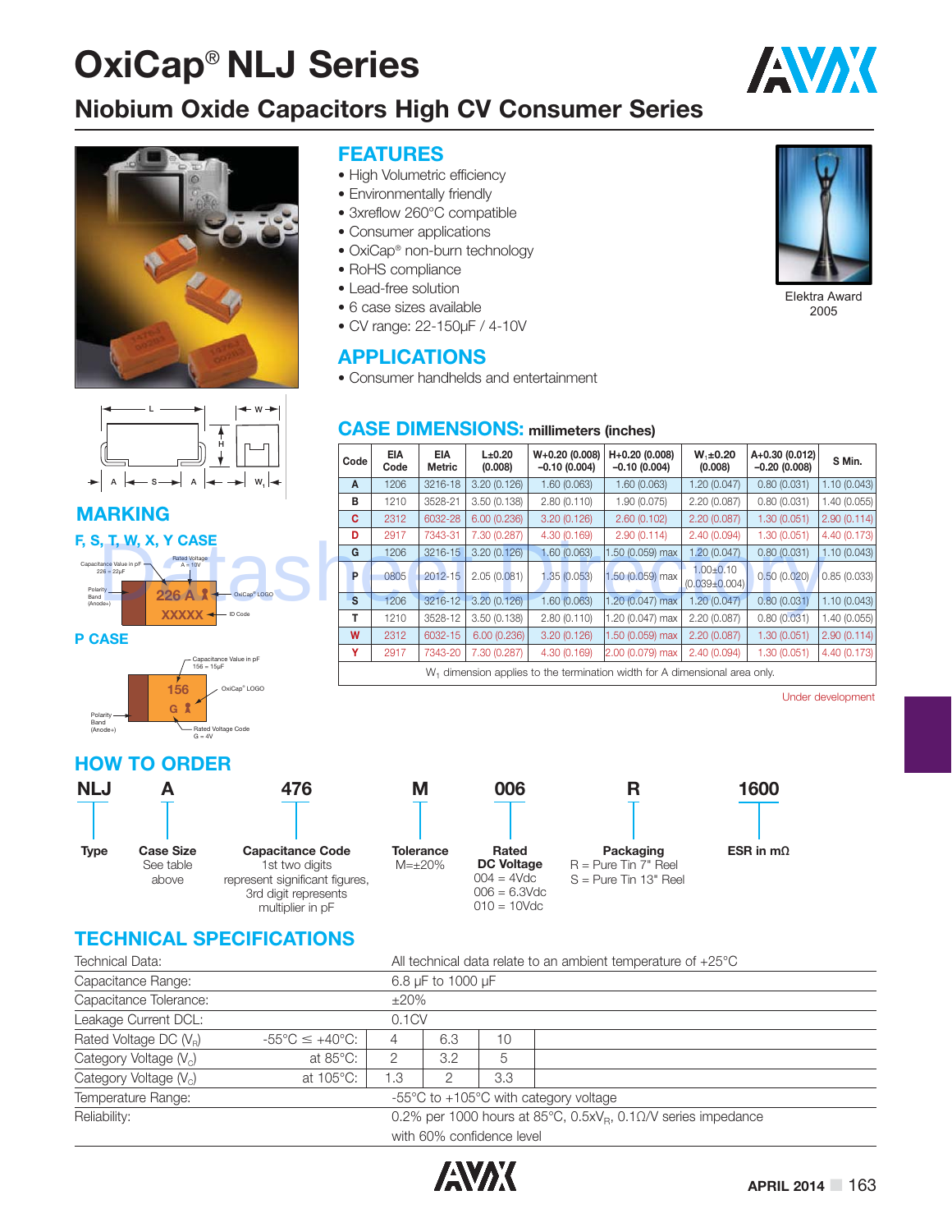# OxiCap® NLJ Series

## Niobium Oxide Capacitors High CV Consumer Series

## FEATURES

- High Volumetric efficiency
- Environmentally friendly
- 3xreflow 260°C compatible
- Consumer applications
- OxiCap® non-burn technology
- RoHS compliance
- Lead-free solution
- 6 case sizes available
- CV range: 22-150μF / 4-10V

Elektra Award 2005

## APPLICATIONS

- Consumer handhelds and entertainment

## CASE DIMENSIONS: millimeters (inches)

| Code | EIA Code | EIA Metric | L±0.20 (0.008) | W+0.20 (0.008) −0.10 (0.004) | H+0.20 (0.008) −0.10 (0.004) | $W_1$±0.20 (0.008) | A+0.30 (0.012) −0.20 (0.008) | S Min. |
|---|---|---|---|---|---|---|---|---|
| A | 1206 | 3216-18 | 3.20 (0.126) | 1.60 (0.063) | 1.60 (0.063) | 1.20 (0.047) | 0.80 (0.031) | 1.10 (0.043) |
| B | 1210 | 3528-21 | 3.50 (0.138) | 2.80 (0.110) | 1.90 (0.075) | 2.20 (0.087) | 0.80 (0.031) | 1.40 (0.055) |
| C | 2312 | 6032-28 | 6.00 (0.236) | 3.20 (0.126) | 2.60 (0.102) | 2.20 (0.087) | 1.30 (0.051) | 2.90 (0.114) |
| D | 2917 | 7343-31 | 7.30 (0.287) | 4.30 (0.169) | 2.90 (0.114) | 2.40 (0.094) | 1.30 (0.051) | 4.40 (0.173) |
| G | 1206 | 3216-15 | 3.20 (0.126) | 1.60 (0.063) | 1.50 (0.059) max | 1.20 (0.047) | 0.80 (0.031) | 1.10 (0.043) |
| P | 0805 | 2012-15 | 2.05 (0.081) | 1.35 (0.053) | 1.50 (0.059) max | 1.00±0.10 (0.039±0.004) | 0.50 (0.020) | 0.85 (0.033) |
| S | 1206 | 3216-12 | 3.20 (0.126) | 1.60 (0.063) | 1.20 (0.047) max | 1.20 (0.047) | 0.80 (0.031) | 1.10 (0.043) |
| T | 1210 | 3528-12 | 3.50 (0.138) | 2.80 (0.110) | 1.20 (0.047) max | 2.20 (0.087) | 0.80 (0.031) | 1.40 (0.055) |
| W | 2312 | 6032-15 | 6.00 (0.236) | 3.20 (0.126) | 1.50 (0.059) max | 2.20 (0.087) | 1.30 (0.051) | 2.90 (0.114) |
| Y | 2917 | 7343-20 | 7.30 (0.287) | 4.30 (0.169) | 2.00 (0.079) max | 2.40 (0.094) | 1.30 (0.051) | 4.40 (0.173) |

$W_1$ dimension applies to the termination width for A dimensional area only.

Under development

## MARKING

### F, S, T, W, X, Y CASE

226 A (Capacitance Value in pF: 226 = 22μF; Rated Voltage: A = 10V; OxiCap® LOGO)
XXXXX (ID Code)
Polarity Band (Anode+)

### P CASE

156 (Capacitance Value in pF: 156 = 15μF; OxiCap® LOGO)
G (Rated Voltage Code: G = 4V)
Polarity Band (Anode+)

## HOW TO ORDER

| NLJ | A | 476 | M | 006 | R | 1600 |
|---|---|---|---|---|---|---|
| **Type** | **Case Size** See table above | **Capacitance Code** 1st two digits represent significant figures, 3rd digit represents multiplier in pF | **Tolerance** M=±20% | **Rated DC Voltage** 004 = 4Vdc, 006 = 6.3Vdc, 010 = 10Vdc | **Packaging** R = Pure Tin 7" Reel, S = Pure Tin 13" Reel | **ESR in mΩ** |

## TECHNICAL SPECIFICATIONS

| Technical Data: | | All technical data relate to an ambient temperature of +25°C | | |
|---|---|---|---|---|
| Capacitance Range: | | 6.8 μF to 1000 μF | | |
| Capacitance Tolerance: | | ±20% | | |
| Leakage Current DCL: | | 0.1CV | | |
| Rated Voltage DC ($V_R$) | -55°C ≤ +40°C: | 4 | 6.3 | 10 |
| Category Voltage ($V_C$) | at 85°C: | 2 | 3.2 | 5 |
| Category Voltage ($V_C$) | at 105°C: | 1.3 | 2 | 3.3 |
| Temperature Range: | | -55°C to +105°C with category voltage | | |
| Reliability: | | 0.2% per 1000 hours at 85°C, 0.5x$V_R$, 0.1Ω/V series impedance with 60% confidence level | | |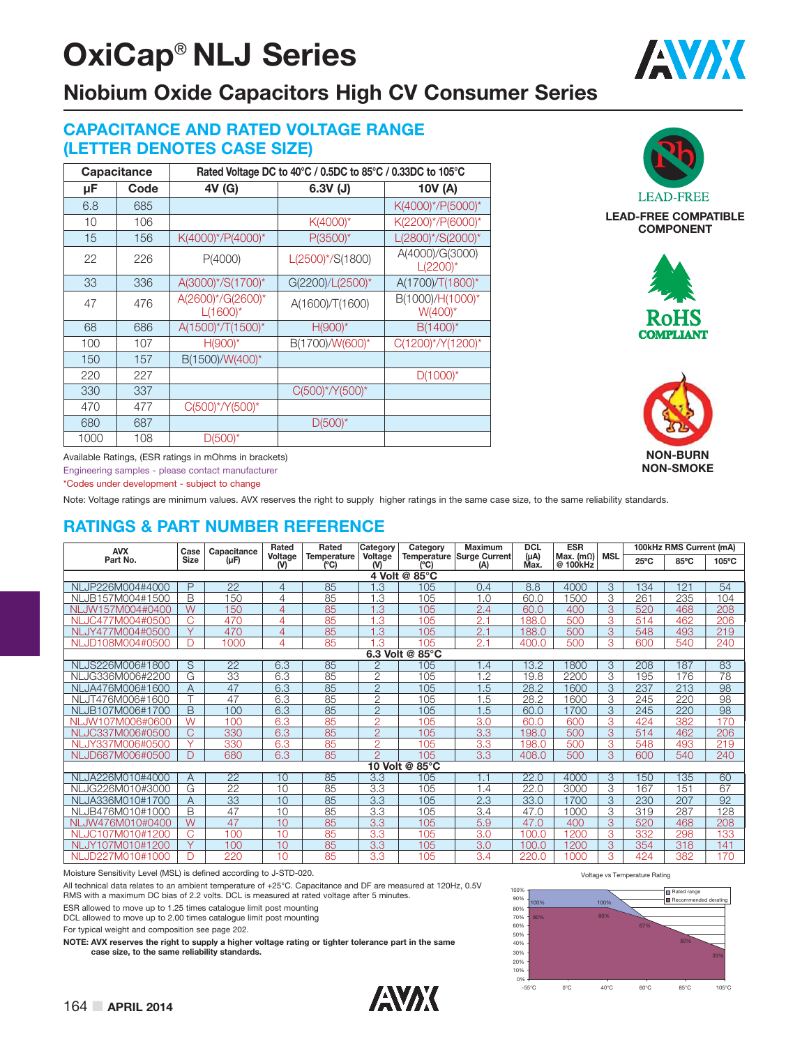# OxiCap® NLJ Series

## Niobium Oxide Capacitors High CV Consumer Series

### CAPACITANCE AND RATED VOLTAGE RANGE (LETTER DENOTES CASE SIZE)

| Capacitance | | Rated Voltage DC to 40°C / 0.5DC to 85°C / 0.33DC to 105°C | | |
|---|---|---|---|---|
| μF | Code | 4V (G) | 6.3V (J) | 10V (A) |
| 6.8 | 685 | | | K(4000)*/P(5000)* |
| 10 | 106 | | K(4000)* | K(2200)*/P(6000)* |
| 15 | 156 | K(4000)*/P(4000)* | P(3500)* | L(2800)*/S(2000)* |
| 22 | 226 | P(4000) | L(2500)*/S(1800) | A(4000)/G(3000) L(2200)* |
| 33 | 336 | A(3000)*/S(1700)* | G(2200)/L(2500)* | A(1700)/T(1800)* |
| 47 | 476 | A(2600)*/G(2600)* L(1600)* | A(1600)/T(1600) | B(1000)/H(1000)* W(400)* |
| 68 | 686 | A(1500)*/T(1500)* | H(900)* | B(1400)* |
| 100 | 107 | H(900)* | B(1700)/W(600)* | C(1200)*/Y(1200)* |
| 150 | 157 | B(1500)/W(400)* | | |
| 220 | 227 | | | D(1000)* |
| 330 | 337 | | C(500)*/Y(500)* | |
| 470 | 477 | C(500)*/Y(500)* | | |
| 680 | 687 | | D(500)* | |
| 1000 | 108 | D(500)* | | |

Available Ratings, (ESR ratings in mOhms in brackets)

Engineering samples - please contact manufacturer

*Codes under development - subject to change

Note: Voltage ratings are minimum values. AVX reserves the right to supply higher ratings in the same case size, to the same reliability standards.

LEAD-FREE

LEAD-FREE COMPATIBLE COMPONENT

RoHS COMPLIANT

NON-BURN NON-SMOKE

### RATINGS & PART NUMBER REFERENCE

| AVX Part No. | Case Size | Capacitance (μF) | Rated Voltage (V) | Rated Temperature (°C) | Category Voltage (V) | Category Temperature (°C) | Maximum Surge Current (A) | DCL (μA) Max. | ESR Max. (mΩ) @ 100kHz | MSL | 100kHz RMS Current (mA) 25°C | 85°C | 105°C |
|---|---|---|---|---|---|---|---|---|---|---|---|---|---|
| **4 Volt @ 85°C** | | | | | | | | | | | | | |
| NLJP226M004#4000 | P | 22 | 4 | 85 | 1.3 | 105 | 0.4 | 8.8 | 4000 | 3 | 134 | 121 | 54 |
| NLJB157M004#1500 | B | 150 | 4 | 85 | 1.3 | 105 | 1.0 | 60.0 | 1500 | 3 | 261 | 235 | 104 |
| NLJW157M004#0400 | W | 150 | 4 | 85 | 1.3 | 105 | 2.4 | 60.0 | 400 | 3 | 520 | 468 | 208 |
| NLJC477M004#0500 | C | 470 | 4 | 85 | 1.3 | 105 | 2.1 | 188.0 | 500 | 3 | 514 | 462 | 206 |
| NLJY477M004#0500 | Y | 470 | 4 | 85 | 1.3 | 105 | 2.1 | 188.0 | 500 | 3 | 548 | 493 | 219 |
| NLJD108M004#0500 | D | 1000 | 4 | 85 | 1.3 | 105 | 2.1 | 400.0 | 500 | 3 | 600 | 540 | 240 |
| **6.3 Volt @ 85°C** | | | | | | | | | | | | | |
| NLJS226M006#1800 | S | 22 | 6.3 | 85 | 2 | 105 | 1.4 | 13.2 | 1800 | 3 | 208 | 187 | 83 |
| NLJG336M006#2200 | G | 33 | 6.3 | 85 | 2 | 105 | 1.2 | 19.8 | 2200 | 3 | 195 | 176 | 78 |
| NLJA476M006#1600 | A | 47 | 6.3 | 85 | 2 | 105 | 1.5 | 28.2 | 1600 | 3 | 237 | 213 | 98 |
| NLJT476M006#1600 | T | 47 | 6.3 | 85 | 2 | 105 | 1.5 | 28.2 | 1600 | 3 | 245 | 220 | 98 |
| NLJB107M006#1700 | B | 100 | 6.3 | 85 | 2 | 105 | 1.5 | 60.0 | 1700 | 3 | 245 | 220 | 98 |
| NLJW107M006#0600 | W | 100 | 6.3 | 85 | 2 | 105 | 3.0 | 60.0 | 600 | 3 | 424 | 382 | 170 |
| NLJC337M006#0500 | C | 330 | 6.3 | 85 | 2 | 105 | 3.3 | 198.0 | 500 | 3 | 514 | 462 | 206 |
| NLJY337M006#0500 | Y | 330 | 6.3 | 85 | 2 | 105 | 3.3 | 198.0 | 500 | 3 | 548 | 493 | 219 |
| NLJD687M006#0500 | D | 680 | 6.3 | 85 | 2 | 105 | 3.3 | 408.0 | 500 | 3 | 600 | 540 | 240 |
| **10 Volt @ 85°C** | | | | | | | | | | | | | |
| NLJA226M010#4000 | A | 22 | 10 | 85 | 3.3 | 105 | 1.1 | 22.0 | 4000 | 3 | 150 | 135 | 60 |
| NLJG226M010#3000 | G | 22 | 10 | 85 | 3.3 | 105 | 1.4 | 22.0 | 3000 | 3 | 167 | 151 | 67 |
| NLJA336M010#1700 | A | 33 | 10 | 85 | 3.3 | 105 | 2.3 | 33.0 | 1700 | 3 | 230 | 207 | 92 |
| NLJB476M010#1000 | B | 47 | 10 | 85 | 3.3 | 105 | 3.4 | 47.0 | 1000 | 3 | 319 | 287 | 128 |
| NLJW476M010#0400 | W | 47 | 10 | 85 | 3.3 | 105 | 5.9 | 47.0 | 400 | 3 | 520 | 468 | 208 |
| NLJC107M010#1200 | C | 100 | 10 | 85 | 3.3 | 105 | 3.0 | 100.0 | 1200 | 3 | 332 | 298 | 133 |
| NLJY107M010#1200 | Y | 100 | 10 | 85 | 3.3 | 105 | 3.0 | 100.0 | 1200 | 3 | 354 | 318 | 141 |
| NLJD227M010#1000 | D | 220 | 10 | 85 | 3.3 | 105 | 3.4 | 220.0 | 1000 | 3 | 424 | 382 | 170 |

Moisture Sensitivity Level (MSL) is defined according to J-STD-020.

All technical data relates to an ambient temperature of +25°C. Capacitance and DF are measured at 120Hz, 0.5V RMS with a maximum DC bias of 2.2 volts. DCL is measured at rated voltage after 5 minutes.

ESR allowed to move up to 1.25 times catalogue limit post mounting

DCL allowed to move up to 2.00 times catalogue limit post mounting

For typical weight and composition see page 202.

**NOTE: AVX reserves the right to supply a higher voltage rating or tighter tolerance part in the same case size, to the same reliability standards.**

Voltage vs Temperature Rating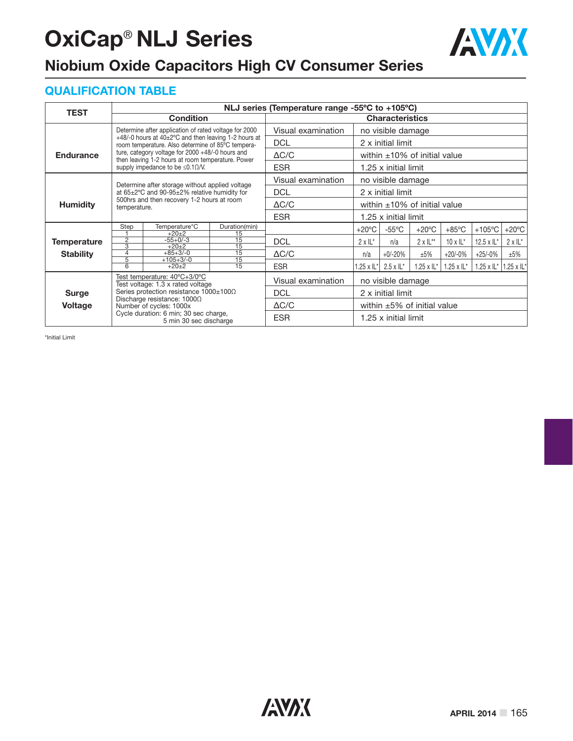# OxiCap® NLJ Series

## Niobium Oxide Capacitors High CV Consumer Series

### QUALIFICATION TABLE

| TEST | NLJ series (Temperature range -55ºC to +105ºC) | | | | | | | |
|---|---|---|---|---|---|---|---|---|
| | Condition | Characteristics | | | | | | |
| Endurance | Determine after application of rated voltage for 2000 +48/-0 hours at 40±2ºC and then leaving 1-2 hours at room temperature. Also determine of 85ºC temperature, category voltage for 2000 +48/-0 hours and then leaving 1-2 hours at room temperature. Power supply impedance to be ≤0.1Ω/V. | Visual examination | no visible damage | | | | | |
| | | DCL | 2 x initial limit | | | | | |
| | | ΔC/C | within ±10% of initial value | | | | | |
| | | ESR | 1.25 x initial limit | | | | | |
| Humidity | Determine after storage without applied voltage at 65±2ºC and 90-95±2% relative humidity for 500hrs and then recovery 1-2 hours at room temperature. | Visual examination | no visible damage | | | | | |
| | | DCL | 2 x initial limit | | | | | |
| | | ΔC/C | within ±10% of initial value | | | | | |
| | | ESR | 1.25 x initial limit | | | | | |
| Temperature Stability | Step / Temperature°C / Duration(min): 1 / +20±2 / 15; 2 / -55+0/-3 / 15; 3 / +20±2 / 15; 4 / +85+3/-0 / 15; 5 / +105+3/-0 / 15; 6 / +20±2 / 15 | | +20ºC | -55ºC | +20ºC | +85ºC | +105ºC | +20ºC |
| | | DCL | 2 x IL* | n/a | 2 x IL** | 10 x IL* | 12.5 x IL* | 2 x IL* |
| | | ΔC/C | n/a | +0/-20% | ±5% | +20/-0% | +25/-0% | ±5% |
| | | ESR | 1.25 x IL* | 2.5 x IL* | 1.25 x IL* | 1.25 x IL* | 1.25 x IL* | 1.25 x IL* |
| Surge Voltage | Test temperature: 40ºC+3/0ºC<br>Test voltage: 1.3 x rated voltage<br>Series protection resistance 1000±100Ω<br>Discharge resistance: 1000Ω<br>Number of cycles: 1000x<br>Cycle duration: 6 min; 30 sec charge, 5 min 30 sec discharge | Visual examination | no visible damage | | | | | |
| | | DCL | 2 x initial limit | | | | | |
| | | ΔC/C | within ±5% of initial value | | | | | |
| | | ESR | 1.25 x initial limit | | | | | |

*Initial Limit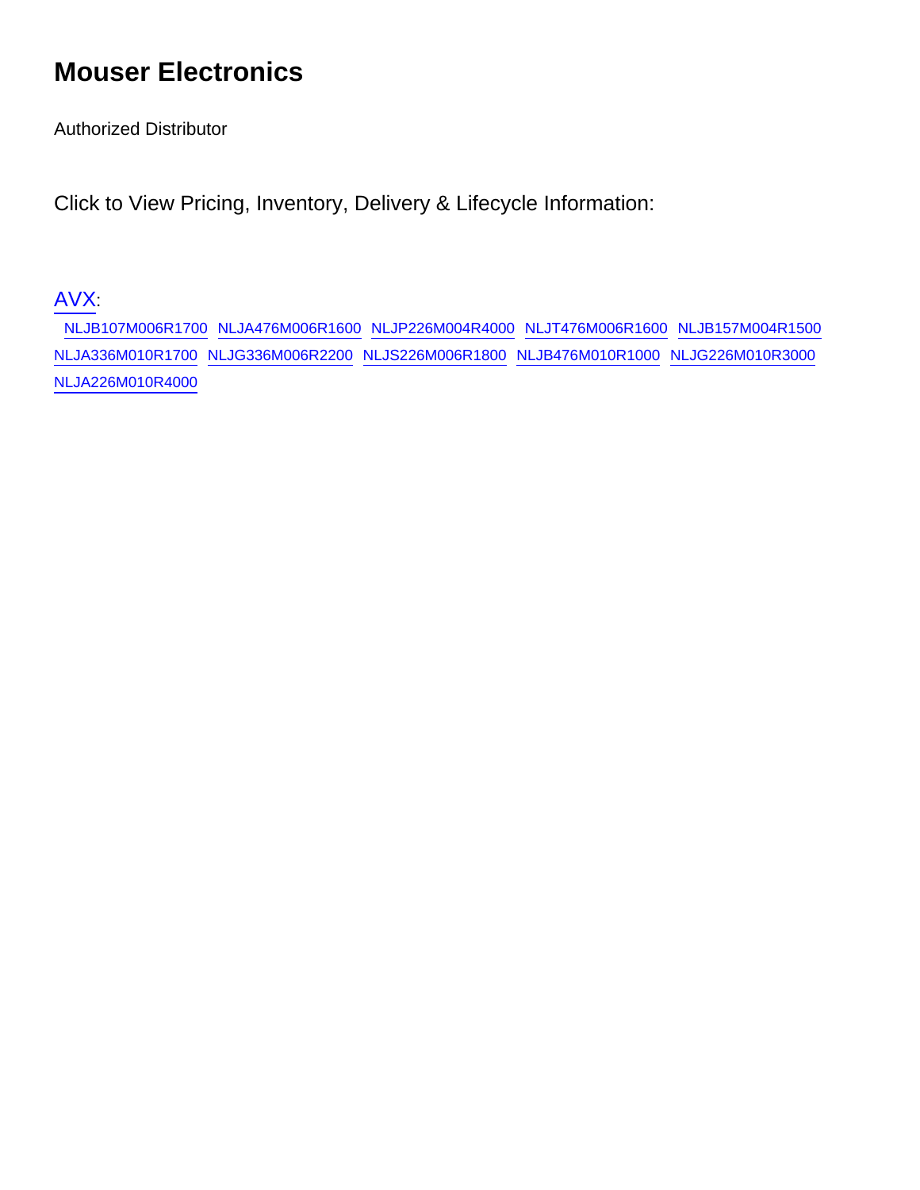# Mouser Electronics

Authorized Distributor

Click to View Pricing, Inventory, Delivery & Lifecycle Information:

AVX:

NLJB107M006R1700 NLJA476M006R1600 NLJP226M004R4000 NLJT476M006R1600 NLJB157M004R1500 NLJA336M010R1700 NLJG336M006R2200 NLJS226M006R1800 NLJB476M010R1000 NLJG226M010R3000 NLJA226M010R4000